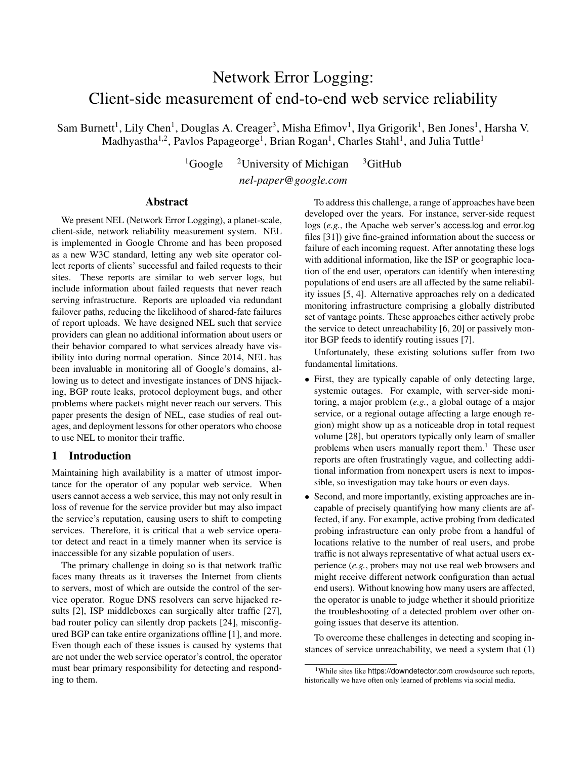# Network Error Logging: Client-side measurement of end-to-end web service reliability

Sam Burnett[1], Lily Chen[1], Douglas A. Creager[3], Misha Efimov[1], Ilya Grigorik[1], Ben Jones[1], Harsha V. Madhyastha[1,2], Pavlos Papageorge[1], Brian Rogan[1], Charles Stahl[1], and Julia Tuttle[1]

[1]Google [2]University of Michigan [3]GitHub

*nel-paper@google.com*

## Abstract

We present NEL (Network Error Logging), a planet-scale, client-side, network reliability measurement system. NEL is implemented in Google Chrome and has been proposed as a new W3C standard, letting any web site operator collect reports of clients' successful and failed requests to their sites. These reports are similar to web server logs, but include information about failed requests that never reach serving infrastructure. Reports are uploaded via redundant failover paths, reducing the likelihood of shared-fate failures of report uploads. We have designed NEL such that service providers can glean no additional information about users or their behavior compared to what services already have visibility into during normal operation. Since 2014, NEL has been invaluable in monitoring all of Google's domains, allowing us to detect and investigate instances of DNS hijacking, BGP route leaks, protocol deployment bugs, and other problems where packets might never reach our servers. This paper presents the design of NEL, case studies of real outages, and deployment lessons for other operators who choose to use NEL to monitor their traffic.

## 1 Introduction

Maintaining high availability is a matter of utmost importance for the operator of any popular web service. When users cannot access a web service, this may not only result in loss of revenue for the service provider but may also impact the service's reputation, causing users to shift to competing services. Therefore, it is critical that a web service operator detect and react in a timely manner when its service is inaccessible for any sizable population of users.

The primary challenge in doing so is that network traffic faces many threats as it traverses the Internet from clients to servers, most of which are outside the control of the service operator. Rogue DNS resolvers can serve hijacked results [2], ISP middleboxes can surgically alter traffic [27], bad router policy can silently drop packets [24], misconfigured BGP can take entire organizations offline [1], and more. Even though each of these issues is caused by systems that are not under the web service operator's control, the operator must bear primary responsibility for detecting and responding to them.

To address this challenge, a range of approaches have been developed over the years. For instance, server-side request logs (*e.g.*, the Apache web server's access.log and error.log files [31]) give fine-grained information about the success or failure of each incoming request. After annotating these logs with additional information, like the ISP or geographic location of the end user, operators can identify when interesting populations of end users are all affected by the same reliability issues [5, 4]. Alternative approaches rely on a dedicated monitoring infrastructure comprising a globally distributed set of vantage points. These approaches either actively probe the service to detect unreachability [6, 20] or passively monitor BGP feeds to identify routing issues [7].

Unfortunately, these existing solutions suffer from two fundamental limitations.

- First, they are typically capable of only detecting large, systemic outages. For example, with server-side monitoring, a major problem (*e.g.*, a global outage of a major service, or a regional outage affecting a large enough region) might show up as a noticeable drop in total request volume [28], but operators typically only learn of smaller problems when users manually report them.[1] These user reports are often frustratingly vague, and collecting additional information from nonexpert users is next to impossible, so investigation may take hours or even days.
- Second, and more importantly, existing approaches are incapable of precisely quantifying how many clients are affected, if any. For example, active probing from dedicated probing infrastructure can only probe from a handful of locations relative to the number of real users, and probe traffic is not always representative of what actual users experience (*e.g.*, probers may not use real web browsers and might receive different network configuration than actual end users). Without knowing how many users are affected, the operator is unable to judge whether it should prioritize the troubleshooting of a detected problem over other ongoing issues that deserve its attention.

To overcome these challenges in detecting and scoping instances of service unreachability, we need a system that (1)

[1]While sites like https://downdetector.com crowdsource such reports, historically we have often only learned of problems via social media.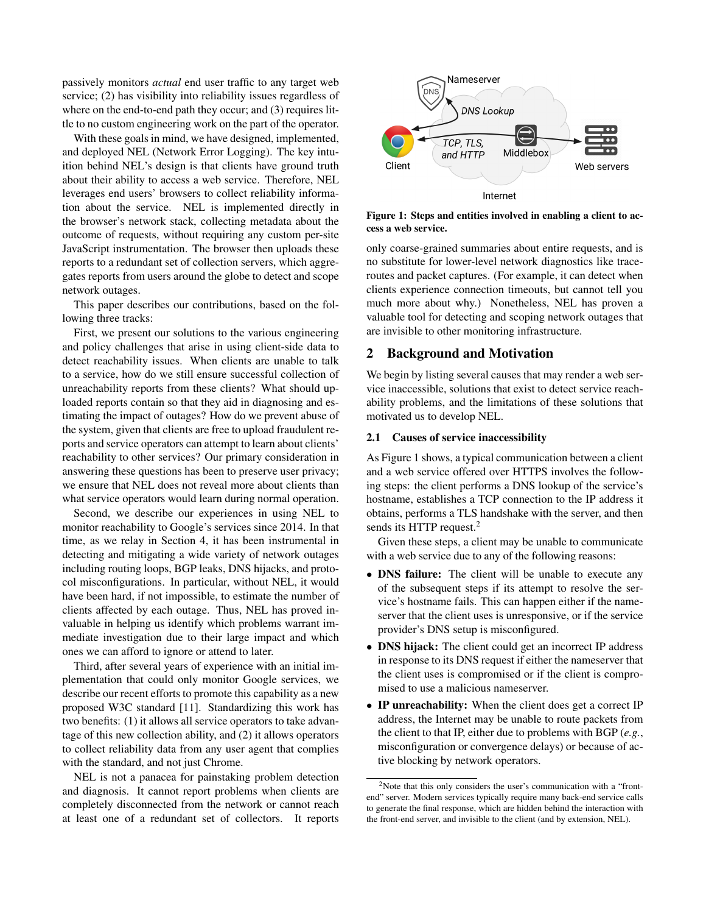passively monitors *actual* end user traffic to any target web service; (2) has visibility into reliability issues regardless of where on the end-to-end path they occur; and (3) requires little to no custom engineering work on the part of the operator.

With these goals in mind, we have designed, implemented, and deployed NEL (Network Error Logging). The key intuition behind NEL's design is that clients have ground truth about their ability to access a web service. Therefore, NEL leverages end users' browsers to collect reliability information about the service. NEL is implemented directly in the browser's network stack, collecting metadata about the outcome of requests, without requiring any custom per-site JavaScript instrumentation. The browser then uploads these reports to a redundant set of collection servers, which aggregates reports from users around the globe to detect and scope network outages.

This paper describes our contributions, based on the following three tracks:

First, we present our solutions to the various engineering and policy challenges that arise in using client-side data to detect reachability issues. When clients are unable to talk to a service, how do we still ensure successful collection of unreachability reports from these clients? What should uploaded reports contain so that they aid in diagnosing and estimating the impact of outages? How do we prevent abuse of the system, given that clients are free to upload fraudulent reports and service operators can attempt to learn about clients' reachability to other services? Our primary consideration in answering these questions has been to preserve user privacy; we ensure that NEL does not reveal more about clients than what service operators would learn during normal operation.

Second, we describe our experiences in using NEL to monitor reachability to Google's services since 2014. In that time, as we relay in Section 4, it has been instrumental in detecting and mitigating a wide variety of network outages including routing loops, BGP leaks, DNS hijacks, and protocol misconfigurations. In particular, without NEL, it would have been hard, if not impossible, to estimate the number of clients affected by each outage. Thus, NEL has proved invaluable in helping us identify which problems warrant immediate investigation due to their large impact and which ones we can afford to ignore or attend to later.

Third, after several years of experience with an initial implementation that could only monitor Google services, we describe our recent efforts to promote this capability as a new proposed W3C standard [11]. Standardizing this work has two benefits: (1) it allows all service operators to take advantage of this new collection ability, and (2) it allows operators to collect reliability data from any user agent that complies with the standard, and not just Chrome.

NEL is not a panacea for painstaking problem detection and diagnosis. It cannot report problems when clients are completely disconnected from the network or cannot reach at least one of a redundant set of collectors. It reports only coarse-grained summaries about entire requests, and is no substitute for lower-level network diagnostics like traceroutes and packet captures. (For example, it can detect when clients experience connection timeouts, but cannot tell you much more about why.) Nonetheless, NEL has proven a valuable tool for detecting and scoping network outages that are invisible to other monitoring infrastructure.

**Figure 1: Steps and entities involved in enabling a client to access a web service.**

## 2 Background and Motivation

We begin by listing several causes that may render a web service inaccessible, solutions that exist to detect service reachability problems, and the limitations of these solutions that motivated us to develop NEL.

### 2.1 Causes of service inaccessibility

As Figure 1 shows, a typical communication between a client and a web service offered over HTTPS involves the following steps: the client performs a DNS lookup of the service's hostname, establishes a TCP connection to the IP address it obtains, performs a TLS handshake with the server, and then sends its HTTP request.[2]

Given these steps, a client may be unable to communicate with a web service due to any of the following reasons:

- **DNS failure:** The client will be unable to execute any of the subsequent steps if its attempt to resolve the service's hostname fails. This can happen either if the nameserver that the client uses is unresponsive, or if the service provider's DNS setup is misconfigured.
- **DNS hijack:** The client could get an incorrect IP address in response to its DNS request if either the nameserver that the client uses is compromised or if the client is compromised to use a malicious nameserver.
- **IP unreachability:** When the client does get a correct IP address, the Internet may be unable to route packets from the client to that IP, either due to problems with BGP (*e.g.*, misconfiguration or convergence delays) or because of active blocking by network operators.

[2] Note that this only considers the user's communication with a "front-end" server. Modern services typically require many back-end service calls to generate the final response, which are hidden behind the interaction with the front-end server, and invisible to the client (and by extension, NEL).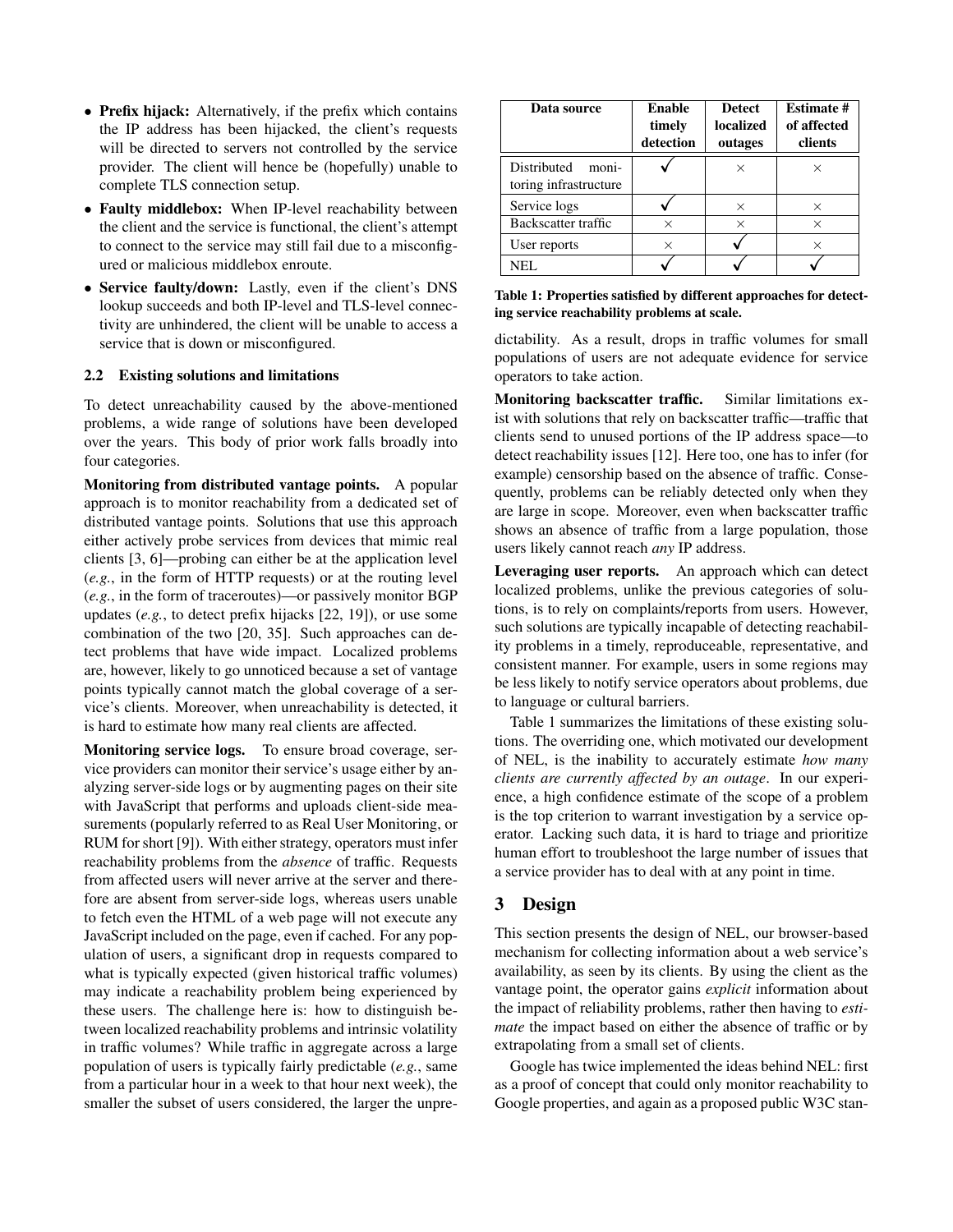- **Prefix hijack:** Alternatively, if the prefix which contains the IP address has been hijacked, the client's requests will be directed to servers not controlled by the service provider. The client will hence be (hopefully) unable to complete TLS connection setup.
- **Faulty middlebox:** When IP-level reachability between the client and the service is functional, the client's attempt to connect to the service may still fail due to a misconfigured or malicious middlebox enroute.
- **Service faulty/down:** Lastly, even if the client's DNS lookup succeeds and both IP-level and TLS-level connectivity are unhindered, the client will be unable to access a service that is down or misconfigured.

### 2.2 Existing solutions and limitations

To detect unreachability caused by the above-mentioned problems, a wide range of solutions have been developed over the years. This body of prior work falls broadly into four categories.

**Monitoring from distributed vantage points.** A popular approach is to monitor reachability from a dedicated set of distributed vantage points. Solutions that use this approach either actively probe services from devices that mimic real clients [3, 6]—probing can either be at the application level (*e.g.*, in the form of HTTP requests) or at the routing level (*e.g.*, in the form of traceroutes)—or passively monitor BGP updates (*e.g.*, to detect prefix hijacks [22, 19]), or use some combination of the two [20, 35]. Such approaches can detect problems that have wide impact. Localized problems are, however, likely to go unnoticed because a set of vantage points typically cannot match the global coverage of a service's clients. Moreover, when unreachability is detected, it is hard to estimate how many real clients are affected.

**Monitoring service logs.** To ensure broad coverage, service providers can monitor their service's usage either by analyzing server-side logs or by augmenting pages on their site with JavaScript that performs and uploads client-side measurements (popularly referred to as Real User Monitoring, or RUM for short [9]). With either strategy, operators must infer reachability problems from the *absence* of traffic. Requests from affected users will never arrive at the server and therefore are absent from server-side logs, whereas users unable to fetch even the HTML of a web page will not execute any JavaScript included on the page, even if cached. For any population of users, a significant drop in requests compared to what is typically expected (given historical traffic volumes) may indicate a reachability problem being experienced by these users. The challenge here is: how to distinguish between localized reachability problems and intrinsic volatility in traffic volumes? While traffic in aggregate across a large population of users is typically fairly predictable (*e.g.*, same from a particular hour in a week to that hour next week), the smaller the subset of users considered, the larger the unpredictability. As a result, drops in traffic volumes for small populations of users are not adequate evidence for service operators to take action.

| Data source | Enable timely detection | Detect localized outages | Estimate # of affected clients |
|---|---|---|---|
| Distributed monitoring infrastructure | ✓ | × | × |
| Service logs | ✓ | × | × |
| Backscatter traffic | × | × | × |
| User reports | × | ✓ | × |
| NEL | ✓ | ✓ | ✓ |

**Table 1: Properties satisfied by different approaches for detecting service reachability problems at scale.**

**Monitoring backscatter traffic.** Similar limitations exist with solutions that rely on backscatter traffic—traffic that clients send to unused portions of the IP address space—to detect reachability issues [12]. Here too, one has to infer (for example) censorship based on the absence of traffic. Consequently, problems can be reliably detected only when they are large in scope. Moreover, even when backscatter traffic shows an absence of traffic from a large population, those users likely cannot reach *any* IP address.

**Leveraging user reports.** An approach which can detect localized problems, unlike the previous categories of solutions, is to rely on complaints/reports from users. However, such solutions are typically incapable of detecting reachability problems in a timely, reproduceable, representative, and consistent manner. For example, users in some regions may be less likely to notify service operators about problems, due to language or cultural barriers.

Table 1 summarizes the limitations of these existing solutions. The overriding one, which motivated our development of NEL, is the inability to accurately estimate *how many clients are currently affected by an outage*. In our experience, a high confidence estimate of the scope of a problem is the top criterion to warrant investigation by a service operator. Lacking such data, it is hard to triage and prioritize human effort to troubleshoot the large number of issues that a service provider has to deal with at any point in time.

## 3 Design

This section presents the design of NEL, our browser-based mechanism for collecting information about a web service's availability, as seen by its clients. By using the client as the vantage point, the operator gains *explicit* information about the impact of reliability problems, rather then having to *estimate* the impact based on either the absence of traffic or by extrapolating from a small set of clients.

Google has twice implemented the ideas behind NEL: first as a proof of concept that could only monitor reachability to Google properties, and again as a proposed public W3C stan-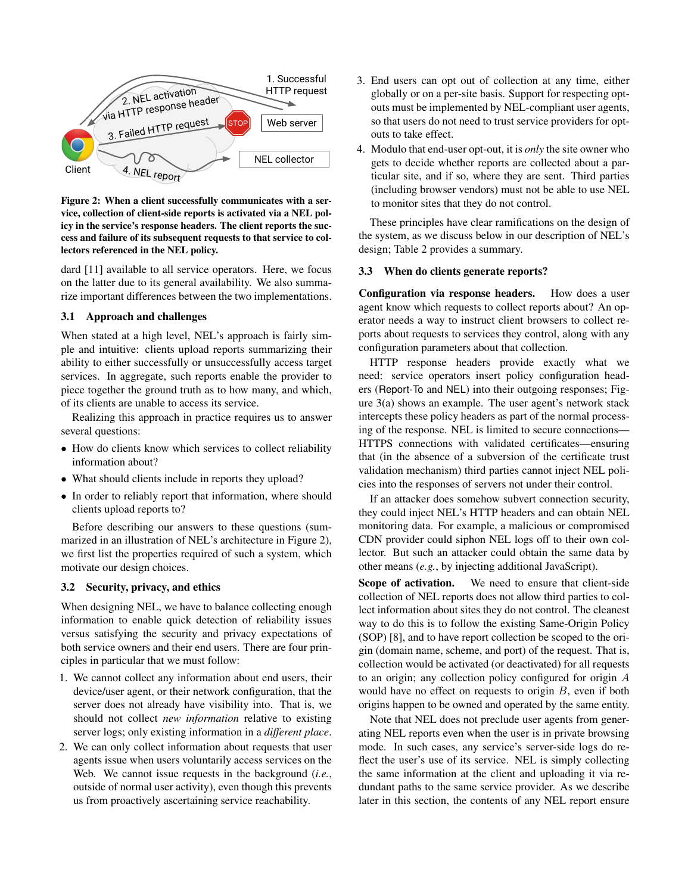Figure 2: When a client successfully communicates with a service, collection of client-side reports is activated via a NEL policy in the service's response headers. The client reports the success and failure of its subsequent requests to that service to collectors referenced in the NEL policy.

dard [11] available to all service operators. Here, we focus on the latter due to its general availability. We also summarize important differences between the two implementations.

### 3.1 Approach and challenges

When stated at a high level, NEL's approach is fairly simple and intuitive: clients upload reports summarizing their ability to either successfully or unsuccessfully access target services. In aggregate, such reports enable the provider to piece together the ground truth as to how many, and which, of its clients are unable to access its service.

Realizing this approach in practice requires us to answer several questions:

- How do clients know which services to collect reliability information about?
- What should clients include in reports they upload?
- In order to reliably report that information, where should clients upload reports to?

Before describing our answers to these questions (summarized in an illustration of NEL's architecture in Figure 2), we first list the properties required of such a system, which motivate our design choices.

### 3.2 Security, privacy, and ethics

When designing NEL, we have to balance collecting enough information to enable quick detection of reliability issues versus satisfying the security and privacy expectations of both service owners and their end users. There are four principles in particular that we must follow:

1. We cannot collect any information about end users, their device/user agent, or their network configuration, that the server does not already have visibility into. That is, we should not collect *new information* relative to existing server logs; only existing information in a *different place*.
2. We can only collect information about requests that user agents issue when users voluntarily access services on the Web. We cannot issue requests in the background (*i.e.*, outside of normal user activity), even though this prevents us from proactively ascertaining service reachability.
3. End users can opt out of collection at any time, either globally or on a per-site basis. Support for respecting opt-outs must be implemented by NEL-compliant user agents, so that users do not need to trust service providers for opt-outs to take effect.
4. Modulo that end-user opt-out, it is *only* the site owner who gets to decide whether reports are collected about a particular site, and if so, where they are sent. Third parties (including browser vendors) must not be able to use NEL to monitor sites that they do not control.

These principles have clear ramifications on the design of the system, as we discuss below in our description of NEL's design; Table 2 provides a summary.

### 3.3 When do clients generate reports?

**Configuration via response headers.** How does a user agent know which requests to collect reports about? An operator needs a way to instruct client browsers to collect reports about requests to services they control, along with any configuration parameters about that collection.

HTTP response headers provide exactly what we need: service operators insert policy configuration headers (Report-To and NEL) into their outgoing responses; Figure 3(a) shows an example. The user agent's network stack intercepts these policy headers as part of the normal processing of the response. NEL is limited to secure connections—HTTPS connections with validated certificates—ensuring that (in the absence of a subversion of the certificate trust validation mechanism) third parties cannot inject NEL policies into the responses of servers not under their control.

If an attacker does somehow subvert connection security, they could inject NEL's HTTP headers and can obtain NEL monitoring data. For example, a malicious or compromised CDN provider could siphon NEL logs off to their own collector. But such an attacker could obtain the same data by other means (*e.g.*, by injecting additional JavaScript).

**Scope of activation.** We need to ensure that client-side collection of NEL reports does not allow third parties to collect information about sites they do not control. The cleanest way to do this is to follow the existing Same-Origin Policy (SOP) [8], and to have report collection be scoped to the origin (domain name, scheme, and port) of the request. That is, collection would be activated (or deactivated) for all requests to an origin; any collection policy configured for origin $A$ would have no effect on requests to origin $B$, even if both origins happen to be owned and operated by the same entity.

Note that NEL does not preclude user agents from generating NEL reports even when the user is in private browsing mode. In such cases, any service's server-side logs do reflect the user's use of its service. NEL is simply collecting the same information at the client and uploading it via redundant paths to the same service provider. As we describe later in this section, the contents of any NEL report ensure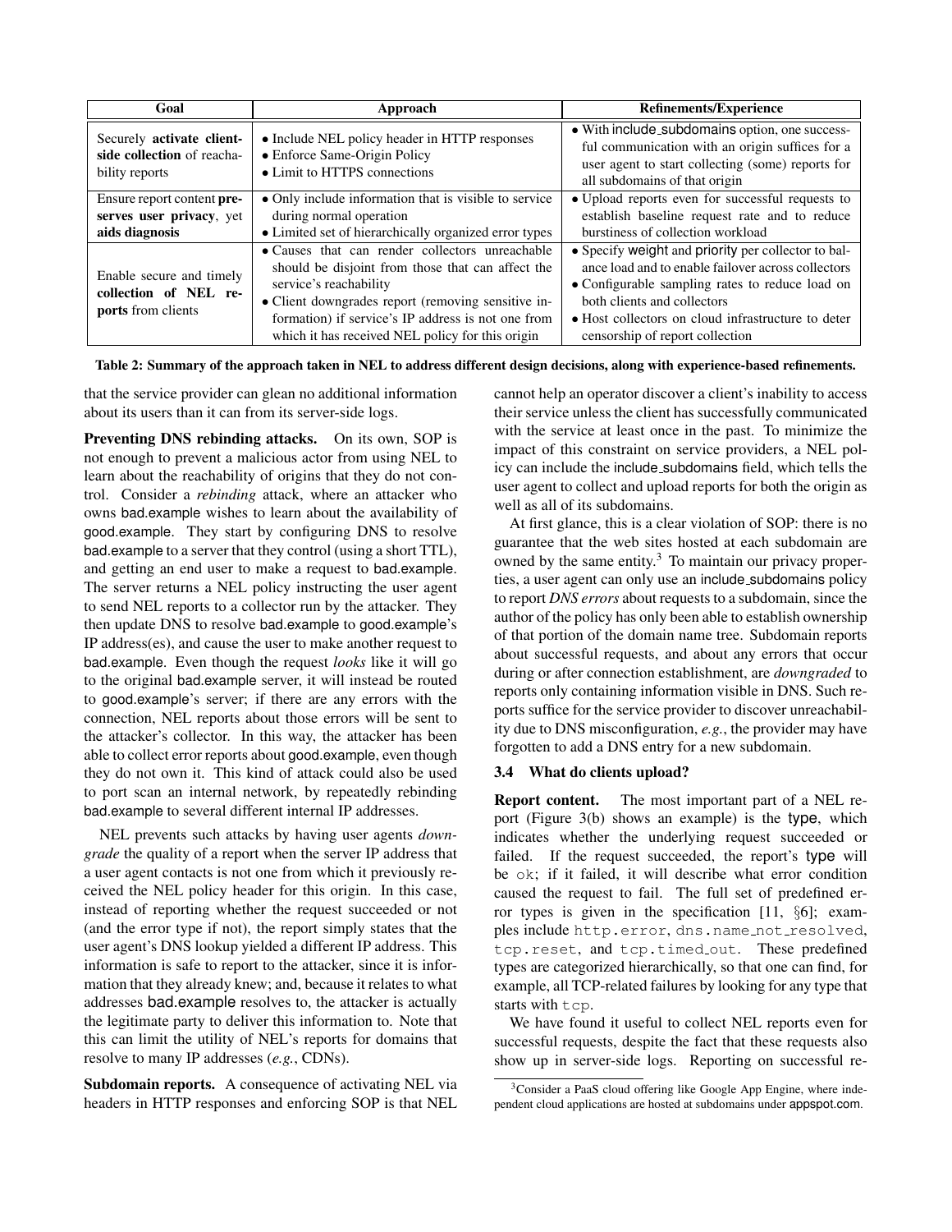| Goal | Approach | Refinements/Experience |
|---|---|---|
| Securely **activate client-side collection** of reachability reports | • Include NEL policy header in HTTP responses<br>• Enforce Same-Origin Policy<br>• Limit to HTTPS connections | • With include_subdomains option, one successful communication with an origin suffices for a user agent to start collecting (some) reports for all subdomains of that origin |
| Ensure report content **preserves user privacy**, yet **aids diagnosis** | • Only include information that is visible to service during normal operation<br>• Limited set of hierarchically organized error types | • Upload reports even for successful requests to establish baseline request rate and to reduce burstiness of collection workload |
| Enable secure and timely **collection of NEL reports** from clients | • Causes that can render collectors unreachable should be disjoint from those that can affect the service's reachability<br>• Client downgrades report (removing sensitive information) if service's IP address is not one from which it has received NEL policy for this origin | • Specify weight and priority per collector to balance load and to enable failover across collectors<br>• Configurable sampling rates to reduce load on both clients and collectors<br>• Host collectors on cloud infrastructure to deter censorship of report collection |

**Table 2: Summary of the approach taken in NEL to address different design decisions, along with experience-based refinements.**

that the service provider can glean no additional information about its users than it can from its server-side logs.

**Preventing DNS rebinding attacks.** On its own, SOP is not enough to prevent a malicious actor from using NEL to learn about the reachability of origins that they do not control. Consider a *rebinding* attack, where an attacker who owns bad.example wishes to learn about the availability of good.example. They start by configuring DNS to resolve bad.example to a server that they control (using a short TTL), and getting an end user to make a request to bad.example. The server returns a NEL policy instructing the user agent to send NEL reports to a collector run by the attacker. They then update DNS to resolve bad.example to good.example's IP address(es), and cause the user to make another request to bad.example. Even though the request *looks* like it will go to the original bad.example server, it will instead be routed to good.example's server; if there are any errors with the connection, NEL reports about those errors will be sent to the attacker's collector. In this way, the attacker has been able to collect error reports about good.example, even though they do not own it. This kind of attack could also be used to port scan an internal network, by repeatedly rebinding bad.example to several different internal IP addresses.

NEL prevents such attacks by having user agents *downgrade* the quality of a report when the server IP address that a user agent contacts is not one from which it previously received the NEL policy header for this origin. In this case, instead of reporting whether the request succeeded or not (and the error type if not), the report simply states that the user agent's DNS lookup yielded a different IP address. This information is safe to report to the attacker, since it is information that they already knew; and, because it relates to what addresses bad.example resolves to, the attacker is actually the legitimate party to deliver this information to. Note that this can limit the utility of NEL's reports for domains that resolve to many IP addresses (*e.g.*, CDNs).

**Subdomain reports.** A consequence of activating NEL via headers in HTTP responses and enforcing SOP is that NEL cannot help an operator discover a client's inability to access their service unless the client has successfully communicated with the service at least once in the past. To minimize the impact of this constraint on service providers, a NEL policy can include the include_subdomains field, which tells the user agent to collect and upload reports for both the origin as well as all of its subdomains.

At first glance, this is a clear violation of SOP: there is no guarantee that the web sites hosted at each subdomain are owned by the same entity.[3] To maintain our privacy properties, a user agent can only use an include_subdomains policy to report *DNS errors* about requests to a subdomain, since the author of the policy has only been able to establish ownership of that portion of the domain name tree. Subdomain reports about successful requests, and about any errors that occur during or after connection establishment, are *downgraded* to reports only containing information visible in DNS. Such reports suffice for the service provider to discover unreachability due to DNS misconfiguration, *e.g.*, the provider may have forgotten to add a DNS entry for a new subdomain.

### 3.4 What do clients upload?

**Report content.** The most important part of a NEL report (Figure 3(b) shows an example) is the type, which indicates whether the underlying request succeeded or failed. If the request succeeded, the report's type will be `ok`; if it failed, it will describe what error condition caused the request to fail. The full set of predefined error types is given in the specification [11, §6]; examples include `http.error`, `dns.name_not_resolved`, `tcp.reset`, and `tcp.timed_out`. These predefined types are categorized hierarchically, so that one can find, for example, all TCP-related failures by looking for any type that starts with `tcp`.

We have found it useful to collect NEL reports even for successful requests, despite the fact that these requests also show up in server-side logs. Reporting on successful re-

[3] Consider a PaaS cloud offering like Google App Engine, where independent cloud applications are hosted at subdomains under appspot.com.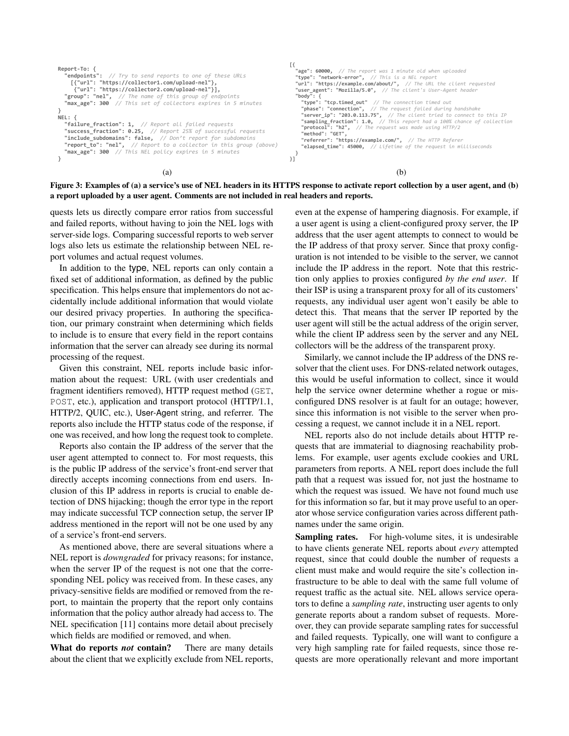```
Report-To: {
  "endpoints":  // Try to send reports to one of these URLs
    [{"url": "https://collector1.com/upload-nel"},
     {"url": "https://collector2.com/upload-nel"}],
  "group": "nel",  // The name of this group of endpoints
  "max_age": 300  // This set of collectors expires in 5 minutes
}
NEL: {
  "failure_fraction": 1,  // Report all failed requests
  "success_fraction": 0.25,  // Report 25% of successful requests
  "include_subdomains": false,  // Don't report for subdomains
  "report_to": "nel",  // Report to a collector in this group (above)
  "max_age": 300  // This NEL policy expires in 5 minutes
}
```

(a)

```
[{
  "age": 60000,  // The report was 1 minute old when uploaded
  "type": "network-error",  // This is a NEL report
  "url": "https://example.com/about/",  // The URL the client requested
  "user_agent": "Mozilla/5.0",  // The client's User-Agent header
  "body": {
    "type": "tcp.timed_out"  // The connection timed out
    "phase": "connection",  // The request failed during handshake
    "server_ip": "203.0.113.75",  // The client tried to connect to this IP
    "sampling_fraction": 1.0,  // This report had a 100% chance of collection
    "protocol": "h2",  // The request was made using HTTP/2
    "method": "GET",
    "referrer": "https://example.com/",  // The HTTP Referer
    "elapsed_time": 45000,  // Lifetime of the request in milliseconds
  }
}]
```

(b)

**Figure 3: Examples of (a) a service's use of NEL headers in its HTTPS response to activate report collection by a user agent, and (b) a report uploaded by a user agent. Comments are not included in real headers and reports.**

quests lets us directly compare error ratios from successful and failed reports, without having to join the NEL logs with server-side logs. Comparing successful reports to web server logs also lets us estimate the relationship between NEL report volumes and actual request volumes.

In addition to the type, NEL reports can only contain a fixed set of additional information, as defined by the public specification. This helps ensure that implementors do not accidentally include additional information that would violate our desired privacy properties. In authoring the specification, our primary constraint when determining which fields to include is to ensure that every field in the report contains information that the server can already see during its normal processing of the request.

Given this constraint, NEL reports include basic information about the request: URL (with user credentials and fragment identifiers removed), HTTP request method (`GET`, `POST`, etc.), application and transport protocol (HTTP/1.1, HTTP/2, QUIC, etc.), User-Agent string, and referrer. The reports also include the HTTP status code of the response, if one was received, and how long the request took to complete.

Reports also contain the IP address of the server that the user agent attempted to connect to. For most requests, this is the public IP address of the service's front-end server that directly accepts incoming connections from end users. Inclusion of this IP address in reports is crucial to enable detection of DNS hijacking; though the error type in the report may indicate successful TCP connection setup, the server IP address mentioned in the report will not be one used by any of a service's front-end servers.

As mentioned above, there are several situations where a NEL report is *downgraded* for privacy reasons; for instance, when the server IP of the request is not one that the corresponding NEL policy was received from. In these cases, any privacy-sensitive fields are modified or removed from the report, to maintain the property that the report only contains information that the policy author already had access to. The NEL specification [11] contains more detail about precisely which fields are modified or removed, and when.

**What do reports *not* contain?** There are many details about the client that we explicitly exclude from NEL reports, even at the expense of hampering diagnosis. For example, if a user agent is using a client-configured proxy server, the IP address that the user agent attempts to connect to would be the IP address of that proxy server. Since that proxy configuration is not intended to be visible to the server, we cannot include the IP address in the report. Note that this restriction only applies to proxies configured *by the end user*. If their ISP is using a transparent proxy for all of its customers' requests, any individual user agent won't easily be able to detect this. That means that the server IP reported by the user agent will still be the actual address of the origin server, while the client IP address seen by the server and any NEL collectors will be the address of the transparent proxy.

Similarly, we cannot include the IP address of the DNS resolver that the client uses. For DNS-related network outages, this would be useful information to collect, since it would help the service owner determine whether a rogue or misconfigured DNS resolver is at fault for an outage; however, since this information is not visible to the server when processing a request, we cannot include it in a NEL report.

NEL reports also do not include details about HTTP requests that are immaterial to diagnosing reachability problems. For example, user agents exclude cookies and URL parameters from reports. A NEL report does include the full path that a request was issued for, not just the hostname to which the request was issued. We have not found much use for this information so far, but it may prove useful to an operator whose service configuration varies across different pathnames under the same origin.

**Sampling rates.** For high-volume sites, it is undesirable to have clients generate NEL reports about *every* attempted request, since that could double the number of requests a client must make and would require the site's collection infrastructure to be able to deal with the same full volume of request traffic as the actual site. NEL allows service operators to define a *sampling rate*, instructing user agents to only generate reports about a random subset of requests. Moreover, they can provide separate sampling rates for successful and failed requests. Typically, one will want to configure a very high sampling rate for failed requests, since those requests are more operationally relevant and more important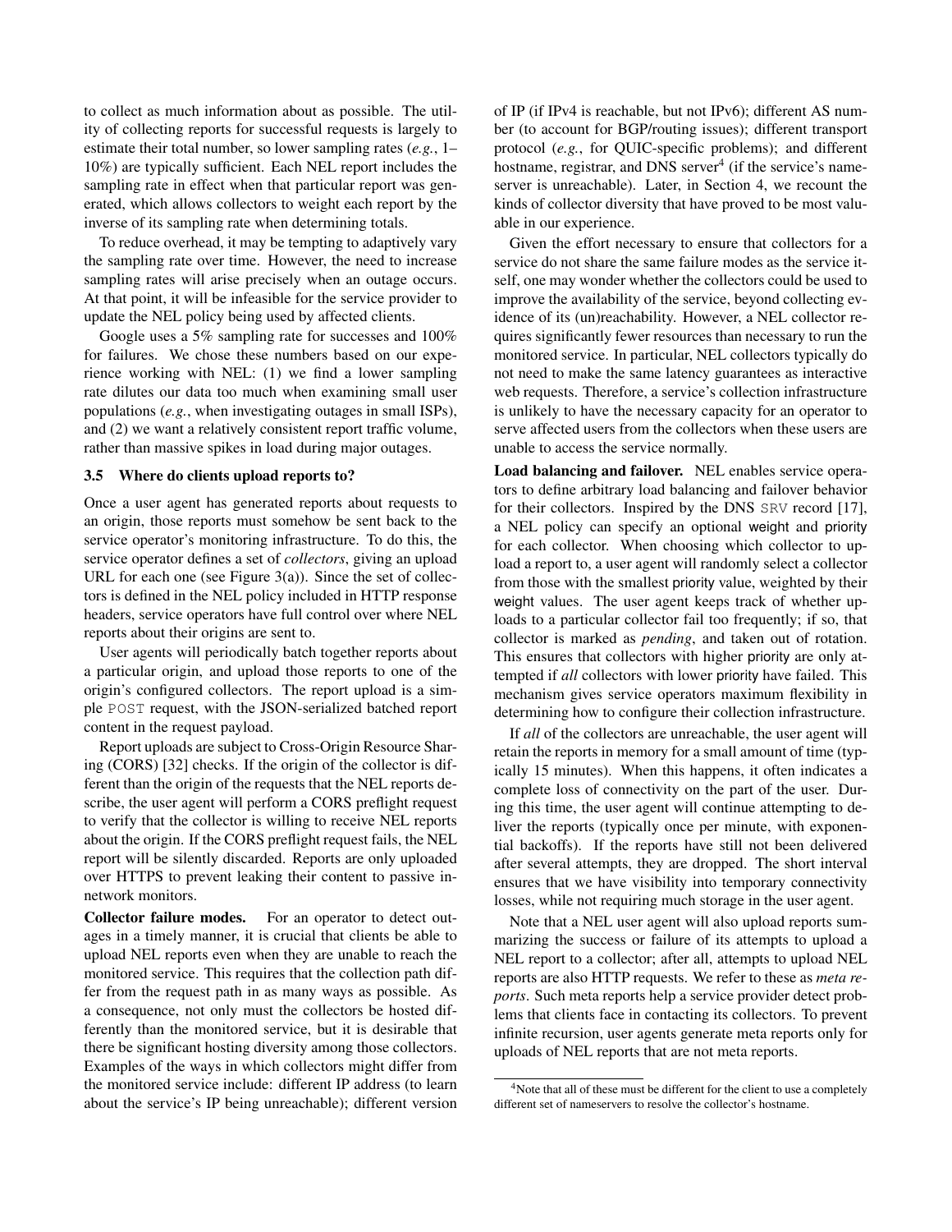to collect as much information about as possible. The utility of collecting reports for successful requests is largely to estimate their total number, so lower sampling rates (*e.g.*, 1–10%) are typically sufficient. Each NEL report includes the sampling rate in effect when that particular report was generated, which allows collectors to weight each report by the inverse of its sampling rate when determining totals.

To reduce overhead, it may be tempting to adaptively vary the sampling rate over time. However, the need to increase sampling rates will arise precisely when an outage occurs. At that point, it will be infeasible for the service provider to update the NEL policy being used by affected clients.

Google uses a 5% sampling rate for successes and 100% for failures. We chose these numbers based on our experience working with NEL: (1) we find a lower sampling rate dilutes our data too much when examining small user populations (*e.g.*, when investigating outages in small ISPs), and (2) we want a relatively consistent report traffic volume, rather than massive spikes in load during major outages.

### 3.5 Where do clients upload reports to?

Once a user agent has generated reports about requests to an origin, those reports must somehow be sent back to the service operator's monitoring infrastructure. To do this, the service operator defines a set of *collectors*, giving an upload URL for each one (see Figure 3(a)). Since the set of collectors is defined in the NEL policy included in HTTP response headers, service operators have full control over where NEL reports about their origins are sent to.

User agents will periodically batch together reports about a particular origin, and upload those reports to one of the origin's configured collectors. The report upload is a simple `POST` request, with the JSON-serialized batched report content in the request payload.

Report uploads are subject to Cross-Origin Resource Sharing (CORS) [32] checks. If the origin of the collector is different than the origin of the requests that the NEL reports describe, the user agent will perform a CORS preflight request to verify that the collector is willing to receive NEL reports about the origin. If the CORS preflight request fails, the NEL report will be silently discarded. Reports are only uploaded over HTTPS to prevent leaking their content to passive in-network monitors.

**Collector failure modes.** For an operator to detect outages in a timely manner, it is crucial that clients be able to upload NEL reports even when they are unable to reach the monitored service. This requires that the collection path differ from the request path in as many ways as possible. As a consequence, not only must the collectors be hosted differently than the monitored service, but it is desirable that there be significant hosting diversity among those collectors. Examples of the ways in which collectors might differ from the monitored service include: different IP address (to learn about the service's IP being unreachable); different version of IP (if IPv4 is reachable, but not IPv6); different AS number (to account for BGP/routing issues); different transport protocol (*e.g.*, for QUIC-specific problems); and different hostname, registrar, and DNS server[4] (if the service's nameserver is unreachable). Later, in Section 4, we recount the kinds of collector diversity that have proved to be most valuable in our experience.

Given the effort necessary to ensure that collectors for a service do not share the same failure modes as the service itself, one may wonder whether the collectors could be used to improve the availability of the service, beyond collecting evidence of its (un)reachability. However, a NEL collector requires significantly fewer resources than necessary to run the monitored service. In particular, NEL collectors typically do not need to make the same latency guarantees as interactive web requests. Therefore, a service's collection infrastructure is unlikely to have the necessary capacity for an operator to serve affected users from the collectors when these users are unable to access the service normally.

**Load balancing and failover.** NEL enables service operators to define arbitrary load balancing and failover behavior for their collectors. Inspired by the DNS `SRV` record [17], a NEL policy can specify an optional weight and priority for each collector. When choosing which collector to upload a report to, a user agent will randomly select a collector from those with the smallest priority value, weighted by their weight values. The user agent keeps track of whether uploads to a particular collector fail too frequently; if so, that collector is marked as *pending*, and taken out of rotation. This ensures that collectors with higher priority are only attempted if *all* collectors with lower priority have failed. This mechanism gives service operators maximum flexibility in determining how to configure their collection infrastructure.

If *all* of the collectors are unreachable, the user agent will retain the reports in memory for a small amount of time (typically 15 minutes). When this happens, it often indicates a complete loss of connectivity on the part of the user. During this time, the user agent will continue attempting to deliver the reports (typically once per minute, with exponential backoffs). If the reports have still not been delivered after several attempts, they are dropped. The short interval ensures that we have visibility into temporary connectivity losses, while not requiring much storage in the user agent.

Note that a NEL user agent will also upload reports summarizing the success or failure of its attempts to upload a NEL report to a collector; after all, attempts to upload NEL reports are also HTTP requests. We refer to these as *meta reports*. Such meta reports help a service provider detect problems that clients face in contacting its collectors. To prevent infinite recursion, user agents generate meta reports only for uploads of NEL reports that are not meta reports.

[4] Note that all of these must be different for the client to use a completely different set of nameservers to resolve the collector's hostname.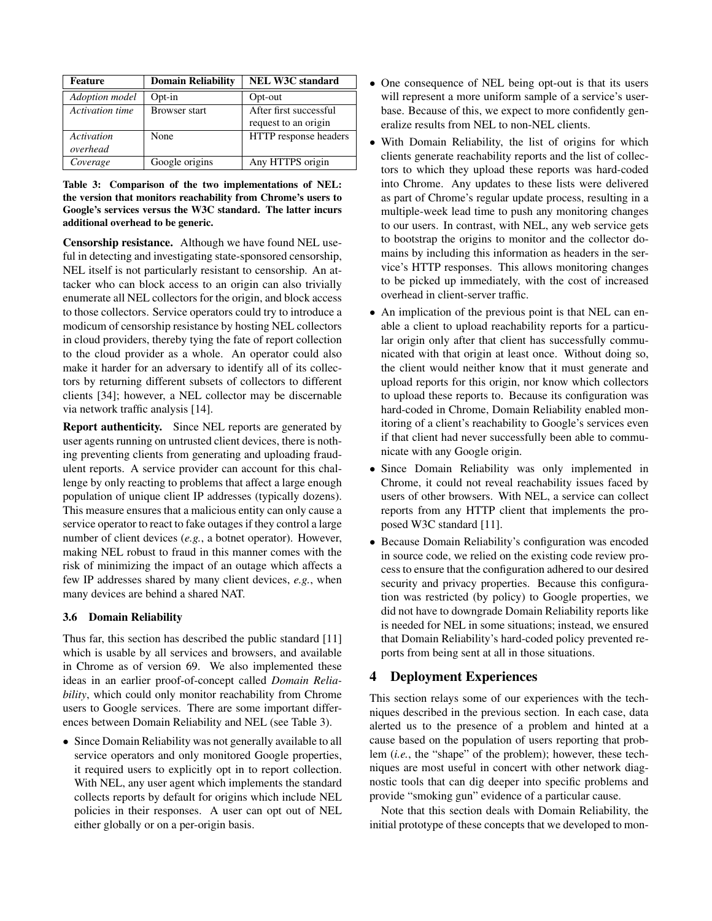| Feature | Domain Reliability | NEL W3C standard |
|---|---|---|
| *Adoption model* | Opt-in | Opt-out |
| *Activation time* | Browser start | After first successful request to an origin |
| *Activation overhead* | None | HTTP response headers |
| *Coverage* | Google origins | Any HTTPS origin |

**Table 3: Comparison of the two implementations of NEL: the version that monitors reachability from Chrome's users to Google's services versus the W3C standard. The latter incurs additional overhead to be generic.**

**Censorship resistance.** Although we have found NEL useful in detecting and investigating state-sponsored censorship, NEL itself is not particularly resistant to censorship. An attacker who can block access to an origin can also trivially enumerate all NEL collectors for the origin, and block access to those collectors. Service operators could try to introduce a modicum of censorship resistance by hosting NEL collectors in cloud providers, thereby tying the fate of report collection to the cloud provider as a whole. An operator could also make it harder for an adversary to identify all of its collectors by returning different subsets of collectors to different clients [34]; however, a NEL collector may be discernable via network traffic analysis [14].

**Report authenticity.** Since NEL reports are generated by user agents running on untrusted client devices, there is nothing preventing clients from generating and uploading fraudulent reports. A service provider can account for this challenge by only reacting to problems that affect a large enough population of unique client IP addresses (typically dozens). This measure ensures that a malicious entity can only cause a service operator to react to fake outages if they control a large number of client devices (*e.g.*, a botnet operator). However, making NEL robust to fraud in this manner comes with the risk of minimizing the impact of an outage which affects a few IP addresses shared by many client devices, *e.g.*, when many devices are behind a shared NAT.

### 3.6 Domain Reliability

Thus far, this section has described the public standard [11] which is usable by all services and browsers, and available in Chrome as of version 69. We also implemented these ideas in an earlier proof-of-concept called *Domain Reliability*, which could only monitor reachability from Chrome users to Google services. There are some important differences between Domain Reliability and NEL (see Table 3).

- Since Domain Reliability was not generally available to all service operators and only monitored Google properties, it required users to explicitly opt in to report collection. With NEL, any user agent which implements the standard collects reports by default for origins which include NEL policies in their responses. A user can opt out of NEL either globally or on a per-origin basis.
- One consequence of NEL being opt-out is that its users will represent a more uniform sample of a service's userbase. Because of this, we expect to more confidently generalize results from NEL to non-NEL clients.
- With Domain Reliability, the list of origins for which clients generate reachability reports and the list of collectors to which they upload these reports was hard-coded into Chrome. Any updates to these lists were delivered as part of Chrome's regular update process, resulting in a multiple-week lead time to push any monitoring changes to our users. In contrast, with NEL, any web service gets to bootstrap the origins to monitor and the collector domains by including this information as headers in the service's HTTP responses. This allows monitoring changes to be picked up immediately, with the cost of increased overhead in client-server traffic.
- An implication of the previous point is that NEL can enable a client to upload reachability reports for a particular origin only after that client has successfully communicated with that origin at least once. Without doing so, the client would neither know that it must generate and upload reports for this origin, nor know which collectors to upload these reports to. Because its configuration was hard-coded in Chrome, Domain Reliability enabled monitoring of a client's reachability to Google's services even if that client had never successfully been able to communicate with any Google origin.
- Since Domain Reliability was only implemented in Chrome, it could not reveal reachability issues faced by users of other browsers. With NEL, a service can collect reports from any HTTP client that implements the proposed W3C standard [11].
- Because Domain Reliability's configuration was encoded in source code, we relied on the existing code review process to ensure that the configuration adhered to our desired security and privacy properties. Because this configuration was restricted (by policy) to Google properties, we did not have to downgrade Domain Reliability reports like is needed for NEL in some situations; instead, we ensured that Domain Reliability's hard-coded policy prevented reports from being sent at all in those situations.

## 4 Deployment Experiences

This section relays some of our experiences with the techniques described in the previous section. In each case, data alerted us to the presence of a problem and hinted at a cause based on the population of users reporting that problem (*i.e.*, the "shape" of the problem); however, these techniques are most useful in concert with other network diagnostic tools that can dig deeper into specific problems and provide "smoking gun" evidence of a particular cause.

Note that this section deals with Domain Reliability, the initial prototype of these concepts that we developed to mon-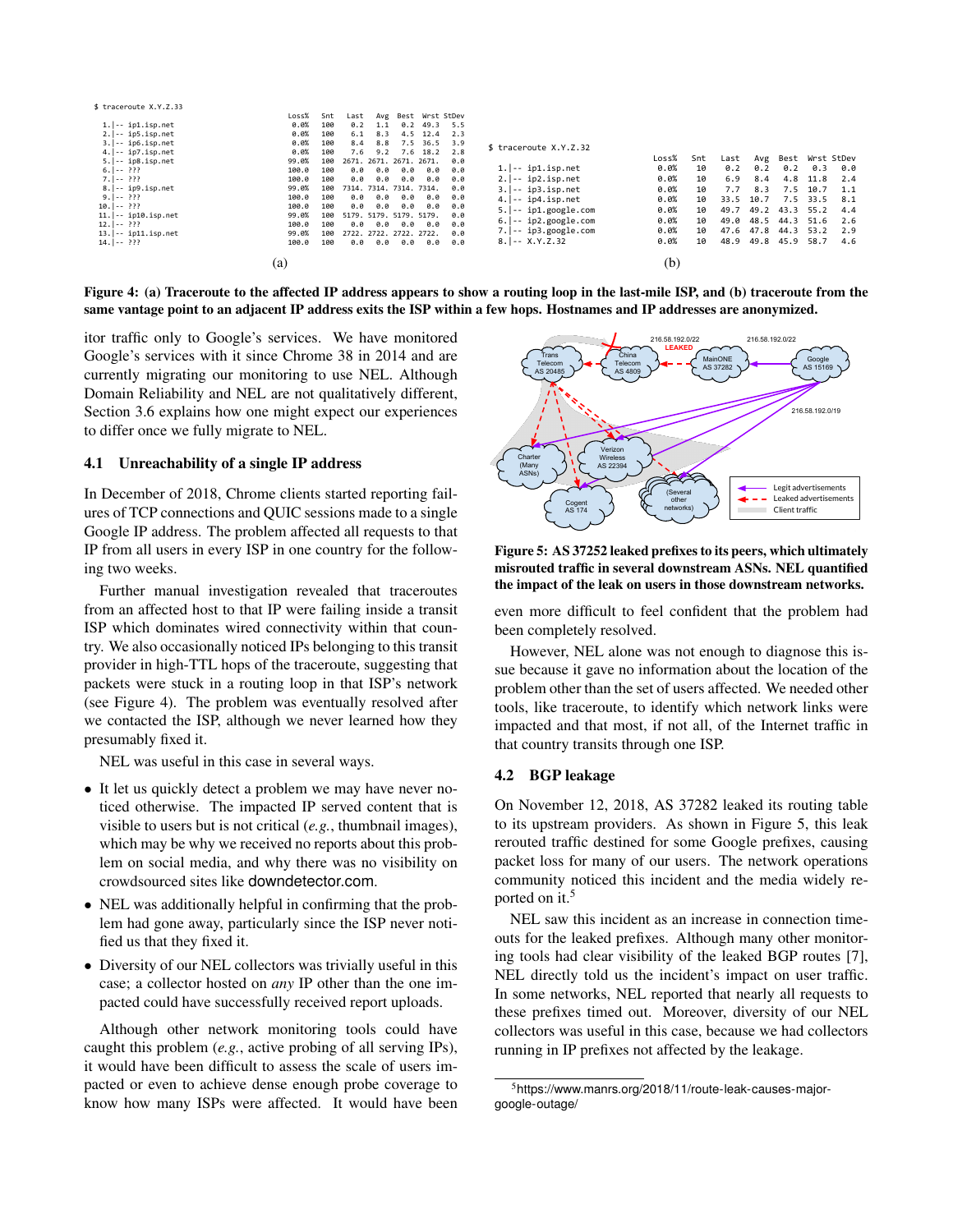```
$ traceroute X.Y.Z.33
                              Loss%   Snt   Last   Avg  Best  Wrst StDev
 1.|-- ip1.isp.net            0.0%   100    0.2    1.1   0.2  49.3   5.5
 2.|-- ip5.isp.net            0.0%   100    6.1    8.3   4.5  12.4   2.3
 3.|-- ip6.isp.net            0.0%   100    8.4    8.8   7.5  36.5   3.9
 4.|-- ip7.isp.net            0.0%   100    7.6    9.2   7.6  18.2   2.8
 5.|-- ip8.isp.net           99.0%   100  2671. 2671. 2671. 2671.   0.0
 6.|-- ???                  100.0    100    0.0    0.0   0.0   0.0   0.0
 7.|-- ???                  100.0    100    0.0    0.0   0.0   0.0   0.0
 8.|-- ip9.isp.net           99.0%   100  7314. 7314. 7314. 7314.   0.0
 9.|-- ???                  100.0    100    0.0    0.0   0.0   0.0   0.0
10.|-- ???                  100.0    100    0.0    0.0   0.0   0.0   0.0
11.|-- ip10.isp.net          99.0%   100  5179. 5179. 5179. 5179.   0.0
12.|-- ???                  100.0    100    0.0    0.0   0.0   0.0   0.0
13.|-- ip11.isp.net          99.0%   100  2722. 2722. 2722. 2722.   0.0
14.|-- ???                  100.0    100    0.0    0.0   0.0   0.0   0.0
```

(a)

```
$ traceroute X.Y.Z.32
                              Loss%   Snt   Last   Avg  Best  Wrst StDev
 1.|-- ip1.isp.net            0.0%    10    0.2    0.2   0.2   0.3   0.0
 2.|-- ip2.isp.net            0.0%    10    6.9    8.4   4.8  11.8   2.4
 3.|-- ip3.isp.net            0.0%    10    7.7    8.3   7.5  10.7   1.1
 4.|-- ip4.isp.net            0.0%    10   33.5   10.7   7.5  33.5   8.1
 5.|-- ip1.google.com         0.0%    10   49.7   49.2  43.3  55.2   4.4
 6.|-- ip2.google.com         0.0%    10   49.0   48.5  44.3  51.6   2.6
 7.|-- ip3.google.com         0.0%    10   47.6   47.8  44.3  53.2   2.9
 8.|-- X.Y.Z.32               0.0%    10   48.9   49.8  45.9  58.7   4.6
```

(b)

**Figure 4: (a) Traceroute to the affected IP address appears to show a routing loop in the last-mile ISP, and (b) traceroute from the same vantage point to an adjacent IP address exits the ISP within a few hops. Hostnames and IP addresses are anonymized.**

itor traffic only to Google's services. We have monitored Google's services with it since Chrome 38 in 2014 and are currently migrating our monitoring to use NEL. Although Domain Reliability and NEL are not qualitatively different, Section 3.6 explains how one might expect our experiences to differ once we fully migrate to NEL.

## 4.1 Unreachability of a single IP address

In December of 2018, Chrome clients started reporting failures of TCP connections and QUIC sessions made to a single Google IP address. The problem affected all requests to that IP from all users in every ISP in one country for the following two weeks.

Further manual investigation revealed that traceroutes from an affected host to that IP were failing inside a transit ISP which dominates wired connectivity within that country. We also occasionally noticed IPs belonging to this transit provider in high-TTL hops of the traceroute, suggesting that packets were stuck in a routing loop in that ISP's network (see Figure 4). The problem was eventually resolved after we contacted the ISP, although we never learned how they presumably fixed it.

NEL was useful in this case in several ways.

- It let us quickly detect a problem we may have never noticed otherwise. The impacted IP served content that is visible to users but is not critical (*e.g.*, thumbnail images), which may be why we received no reports about this problem on social media, and why there was no visibility on crowdsourced sites like downdetector.com.
- NEL was additionally helpful in confirming that the problem had gone away, particularly since the ISP never notified us that they fixed it.
- Diversity of our NEL collectors was trivially useful in this case; a collector hosted on *any* IP other than the one impacted could have successfully received report uploads.

Although other network monitoring tools could have caught this problem (*e.g.*, active probing of all serving IPs), it would have been difficult to assess the scale of users impacted or even to achieve dense enough probe coverage to know how many ISPs were affected. It would have been even more difficult to feel confident that the problem had been completely resolved.

However, NEL alone was not enough to diagnose this issue because it gave no information about the location of the problem other than the set of users affected. We needed other tools, like traceroute, to identify which network links were impacted and that most, if not all, of the Internet traffic in that country transits through one ISP.

**Figure 5: AS 37252 leaked prefixes to its peers, which ultimately misrouted traffic in several downstream ASNs. NEL quantified the impact of the leak on users in those downstream networks.**

## 4.2 BGP leakage

On November 12, 2018, AS 37282 leaked its routing table to its upstream providers. As shown in Figure 5, this leak rerouted traffic destined for some Google prefixes, causing packet loss for many of our users. The network operations community noticed this incident and the media widely reported on it.[5]

NEL saw this incident as an increase in connection timeouts for the leaked prefixes. Although many other monitoring tools had clear visibility of the leaked BGP routes [7], NEL directly told us the incident's impact on user traffic. In some networks, NEL reported that nearly all requests to these prefixes timed out. Moreover, diversity of our NEL collectors was useful in this case, because we had collectors running in IP prefixes not affected by the leakage.

[5] https://www.manrs.org/2018/11/route-leak-causes-major-google-outage/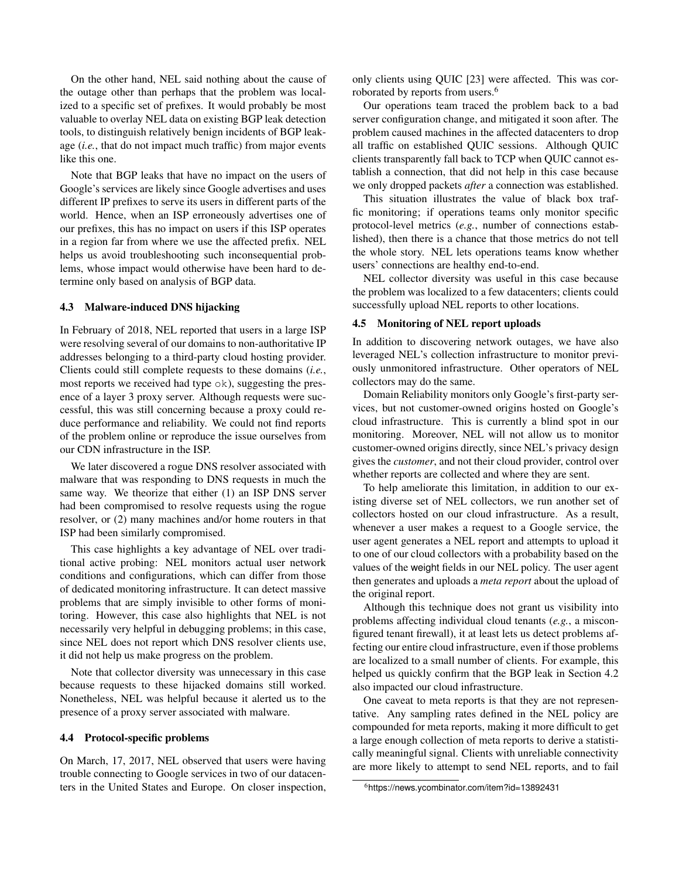On the other hand, NEL said nothing about the cause of the outage other than perhaps that the problem was localized to a specific set of prefixes. It would probably be most valuable to overlay NEL data on existing BGP leak detection tools, to distinguish relatively benign incidents of BGP leakage (*i.e.*, that do not impact much traffic) from major events like this one.

Note that BGP leaks that have no impact on the users of Google's services are likely since Google advertises and uses different IP prefixes to serve its users in different parts of the world. Hence, when an ISP erroneously advertises one of our prefixes, this has no impact on users if this ISP operates in a region far from where we use the affected prefix. NEL helps us avoid troubleshooting such inconsequential problems, whose impact would otherwise have been hard to determine only based on analysis of BGP data.

### 4.3 Malware-induced DNS hijacking

In February of 2018, NEL reported that users in a large ISP were resolving several of our domains to non-authoritative IP addresses belonging to a third-party cloud hosting provider. Clients could still complete requests to these domains (*i.e.*, most reports we received had type `ok`), suggesting the presence of a layer 3 proxy server. Although requests were successful, this was still concerning because a proxy could reduce performance and reliability. We could not find reports of the problem online or reproduce the issue ourselves from our CDN infrastructure in the ISP.

We later discovered a rogue DNS resolver associated with malware that was responding to DNS requests in much the same way. We theorize that either (1) an ISP DNS server had been compromised to resolve requests using the rogue resolver, or (2) many machines and/or home routers in that ISP had been similarly compromised.

This case highlights a key advantage of NEL over traditional active probing: NEL monitors actual user network conditions and configurations, which can differ from those of dedicated monitoring infrastructure. It can detect massive problems that are simply invisible to other forms of monitoring. However, this case also highlights that NEL is not necessarily very helpful in debugging problems; in this case, since NEL does not report which DNS resolver clients use, it did not help us make progress on the problem.

Note that collector diversity was unnecessary in this case because requests to these hijacked domains still worked. Nonetheless, NEL was helpful because it alerted us to the presence of a proxy server associated with malware.

### 4.4 Protocol-specific problems

On March, 17, 2017, NEL observed that users were having trouble connecting to Google services in two of our datacenters in the United States and Europe. On closer inspection, only clients using QUIC [23] were affected. This was corroborated by reports from users.[6]

Our operations team traced the problem back to a bad server configuration change, and mitigated it soon after. The problem caused machines in the affected datacenters to drop all traffic on established QUIC sessions. Although QUIC clients transparently fall back to TCP when QUIC cannot establish a connection, that did not help in this case because we only dropped packets *after* a connection was established.

This situation illustrates the value of black box traffic monitoring; if operations teams only monitor specific protocol-level metrics (*e.g.*, number of connections established), then there is a chance that those metrics do not tell the whole story. NEL lets operations teams know whether users' connections are healthy end-to-end.

NEL collector diversity was useful in this case because the problem was localized to a few datacenters; clients could successfully upload NEL reports to other locations.

### 4.5 Monitoring of NEL report uploads

In addition to discovering network outages, we have also leveraged NEL's collection infrastructure to monitor previously unmonitored infrastructure. Other operators of NEL collectors may do the same.

Domain Reliability monitors only Google's first-party services, but not customer-owned origins hosted on Google's cloud infrastructure. This is currently a blind spot in our monitoring. Moreover, NEL will not allow us to monitor customer-owned origins directly, since NEL's privacy design gives the *customer*, and not their cloud provider, control over whether reports are collected and where they are sent.

To help ameliorate this limitation, in addition to our existing diverse set of NEL collectors, we run another set of collectors hosted on our cloud infrastructure. As a result, whenever a user makes a request to a Google service, the user agent generates a NEL report and attempts to upload it to one of our cloud collectors with a probability based on the values of the `weight` fields in our NEL policy. The user agent then generates and uploads a *meta report* about the upload of the original report.

Although this technique does not grant us visibility into problems affecting individual cloud tenants (*e.g.*, a misconfigured tenant firewall), it at least lets us detect problems affecting our entire cloud infrastructure, even if those problems are localized to a small number of clients. For example, this helped us quickly confirm that the BGP leak in Section 4.2 also impacted our cloud infrastructure.

One caveat to meta reports is that they are not representative. Any sampling rates defined in the NEL policy are compounded for meta reports, making it more difficult to get a large enough collection of meta reports to derive a statistically meaningful signal. Clients with unreliable connectivity are more likely to attempt to send NEL reports, and to fail

[6] https://news.ycombinator.com/item?id=13892431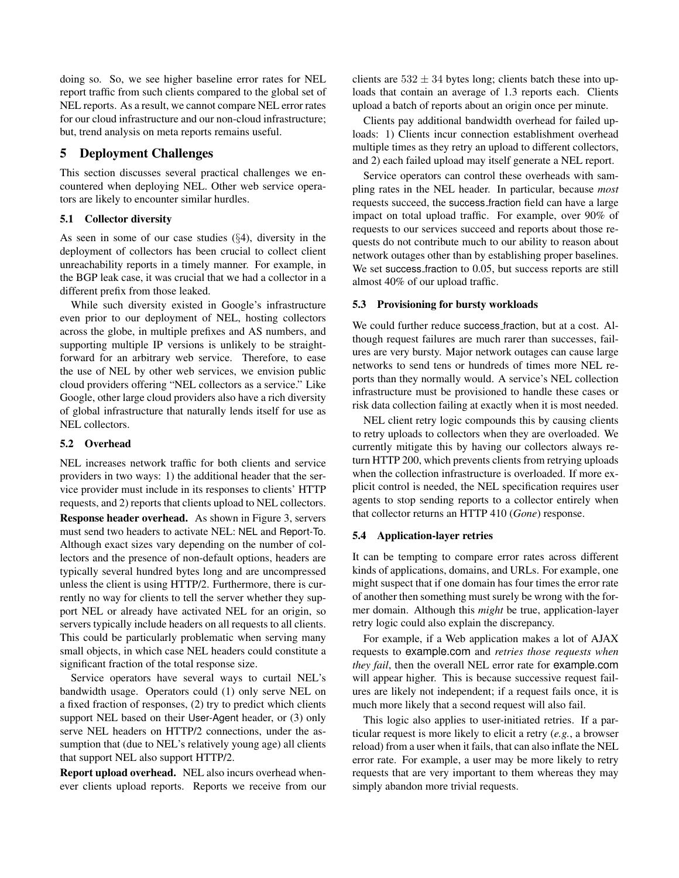doing so. So, we see higher baseline error rates for NEL report traffic from such clients compared to the global set of NEL reports. As a result, we cannot compare NEL error rates for our cloud infrastructure and our non-cloud infrastructure; but, trend analysis on meta reports remains useful.

## 5 Deployment Challenges

This section discusses several practical challenges we encountered when deploying NEL. Other web service operators are likely to encounter similar hurdles.

### 5.1 Collector diversity

As seen in some of our case studies (§4), diversity in the deployment of collectors has been crucial to collect client unreachability reports in a timely manner. For example, in the BGP leak case, it was crucial that we had a collector in a different prefix from those leaked.

While such diversity existed in Google's infrastructure even prior to our deployment of NEL, hosting collectors across the globe, in multiple prefixes and AS numbers, and supporting multiple IP versions is unlikely to be straightforward for an arbitrary web service. Therefore, to ease the use of NEL by other web services, we envision public cloud providers offering "NEL collectors as a service." Like Google, other large cloud providers also have a rich diversity of global infrastructure that naturally lends itself for use as NEL collectors.

### 5.2 Overhead

NEL increases network traffic for both clients and service providers in two ways: 1) the additional header that the service provider must include in its responses to clients' HTTP requests, and 2) reports that clients upload to NEL collectors.

**Response header overhead.** As shown in Figure 3, servers must send two headers to activate NEL: NEL and Report-To. Although exact sizes vary depending on the number of collectors and the presence of non-default options, headers are typically several hundred bytes long and are uncompressed unless the client is using HTTP/2. Furthermore, there is currently no way for clients to tell the server whether they support NEL or already have activated NEL for an origin, so servers typically include headers on all requests to all clients. This could be particularly problematic when serving many small objects, in which case NEL headers could constitute a significant fraction of the total response size.

Service operators have several ways to curtail NEL's bandwidth usage. Operators could (1) only serve NEL on a fixed fraction of responses, (2) try to predict which clients support NEL based on their User-Agent header, or (3) only serve NEL headers on HTTP/2 connections, under the assumption that (due to NEL's relatively young age) all clients that support NEL also support HTTP/2.

**Report upload overhead.** NEL also incurs overhead whenever clients upload reports. Reports we receive from our clients are $532 \pm 34$ bytes long; clients batch these into uploads that contain an average of 1.3 reports each. Clients upload a batch of reports about an origin once per minute.

Clients pay additional bandwidth overhead for failed uploads: 1) Clients incur connection establishment overhead multiple times as they retry an upload to different collectors, and 2) each failed upload may itself generate a NEL report.

Service operators can control these overheads with sampling rates in the NEL header. In particular, because *most* requests succeed, the success_fraction field can have a large impact on total upload traffic. For example, over 90% of requests to our services succeed and reports about those requests do not contribute much to our ability to reason about network outages other than by establishing proper baselines. We set success_fraction to 0.05, but success reports are still almost 40% of our upload traffic.

### 5.3 Provisioning for bursty workloads

We could further reduce success_fraction, but at a cost. Although request failures are much rarer than successes, failures are very bursty. Major network outages can cause large networks to send tens or hundreds of times more NEL reports than they normally would. A service's NEL collection infrastructure must be provisioned to handle these cases or risk data collection failing at exactly when it is most needed.

NEL client retry logic compounds this by causing clients to retry uploads to collectors when they are overloaded. We currently mitigate this by having our collectors always return HTTP 200, which prevents clients from retrying uploads when the collection infrastructure is overloaded. If more explicit control is needed, the NEL specification requires user agents to stop sending reports to a collector entirely when that collector returns an HTTP 410 (*Gone*) response.

### 5.4 Application-layer retries

It can be tempting to compare error rates across different kinds of applications, domains, and URLs. For example, one might suspect that if one domain has four times the error rate of another then something must surely be wrong with the former domain. Although this *might* be true, application-layer retry logic could also explain the discrepancy.

For example, if a Web application makes a lot of AJAX requests to example.com and *retries those requests when they fail*, then the overall NEL error rate for example.com will appear higher. This is because successive request failures are likely not independent; if a request fails once, it is much more likely that a second request will also fail.

This logic also applies to user-initiated retries. If a particular request is more likely to elicit a retry (*e.g.*, a browser reload) from a user when it fails, that can also inflate the NEL error rate. For example, a user may be more likely to retry requests that are very important to them whereas they may simply abandon more trivial requests.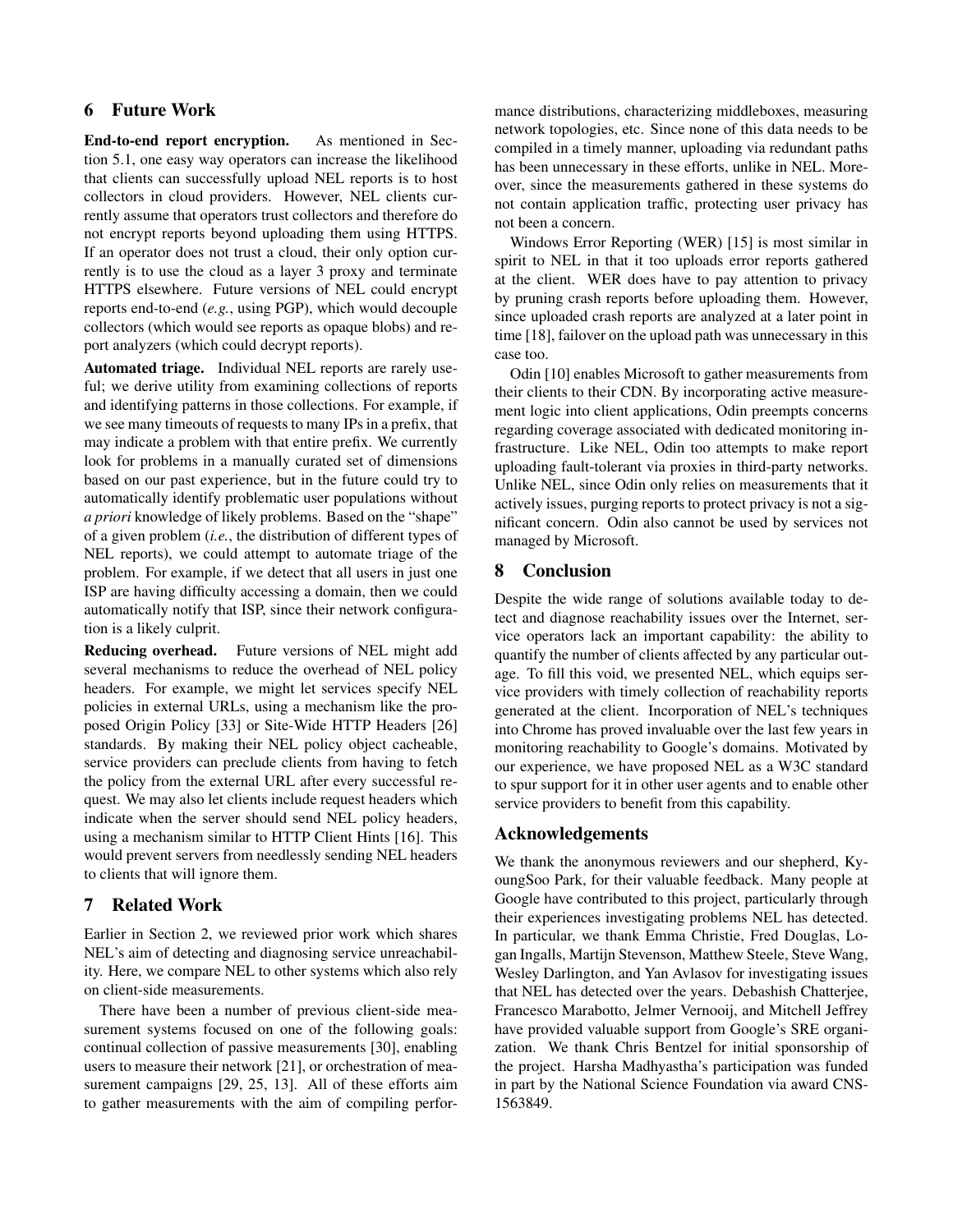## 6 Future Work

**End-to-end report encryption.** As mentioned in Section 5.1, one easy way operators can increase the likelihood that clients can successfully upload NEL reports is to host collectors in cloud providers. However, NEL clients currently assume that operators trust collectors and therefore do not encrypt reports beyond uploading them using HTTPS. If an operator does not trust a cloud, their only option currently is to use the cloud as a layer 3 proxy and terminate HTTPS elsewhere. Future versions of NEL could encrypt reports end-to-end (*e.g.*, using PGP), which would decouple collectors (which would see reports as opaque blobs) and report analyzers (which could decrypt reports).

**Automated triage.** Individual NEL reports are rarely useful; we derive utility from examining collections of reports and identifying patterns in those collections. For example, if we see many timeouts of requests to many IPs in a prefix, that may indicate a problem with that entire prefix. We currently look for problems in a manually curated set of dimensions based on our past experience, but in the future could try to automatically identify problematic user populations without *a priori* knowledge of likely problems. Based on the "shape" of a given problem (*i.e.*, the distribution of different types of NEL reports), we could attempt to automate triage of the problem. For example, if we detect that all users in just one ISP are having difficulty accessing a domain, then we could automatically notify that ISP, since their network configuration is a likely culprit.

**Reducing overhead.** Future versions of NEL might add several mechanisms to reduce the overhead of NEL policy headers. For example, we might let services specify NEL policies in external URLs, using a mechanism like the proposed Origin Policy [33] or Site-Wide HTTP Headers [26] standards. By making their NEL policy object cacheable, service providers can preclude clients from having to fetch the policy from the external URL after every successful request. We may also let clients include request headers which indicate when the server should send NEL policy headers, using a mechanism similar to HTTP Client Hints [16]. This would prevent servers from needlessly sending NEL headers to clients that will ignore them.

## 7 Related Work

Earlier in Section 2, we reviewed prior work which shares NEL's aim of detecting and diagnosing service unreachability. Here, we compare NEL to other systems which also rely on client-side measurements.

There have been a number of previous client-side measurement systems focused on one of the following goals: continual collection of passive measurements [30], enabling users to measure their network [21], or orchestration of measurement campaigns [29, 25, 13]. All of these efforts aim to gather measurements with the aim of compiling performance distributions, characterizing middleboxes, measuring network topologies, etc. Since none of this data needs to be compiled in a timely manner, uploading via redundant paths has been unnecessary in these efforts, unlike in NEL. Moreover, since the measurements gathered in these systems do not contain application traffic, protecting user privacy has not been a concern.

Windows Error Reporting (WER) [15] is most similar in spirit to NEL in that it too uploads error reports gathered at the client. WER does have to pay attention to privacy by pruning crash reports before uploading them. However, since uploaded crash reports are analyzed at a later point in time [18], failover on the upload path was unnecessary in this case too.

Odin [10] enables Microsoft to gather measurements from their clients to their CDN. By incorporating active measurement logic into client applications, Odin preempts concerns regarding coverage associated with dedicated monitoring infrastructure. Like NEL, Odin too attempts to make report uploading fault-tolerant via proxies in third-party networks. Unlike NEL, since Odin only relies on measurements that it actively issues, purging reports to protect privacy is not a significant concern. Odin also cannot be used by services not managed by Microsoft.

## 8 Conclusion

Despite the wide range of solutions available today to detect and diagnose reachability issues over the Internet, service operators lack an important capability: the ability to quantify the number of clients affected by any particular outage. To fill this void, we presented NEL, which equips service providers with timely collection of reachability reports generated at the client. Incorporation of NEL's techniques into Chrome has proved invaluable over the last few years in monitoring reachability to Google's domains. Motivated by our experience, we have proposed NEL as a W3C standard to spur support for it in other user agents and to enable other service providers to benefit from this capability.

## Acknowledgements

We thank the anonymous reviewers and our shepherd, KyoungSoo Park, for their valuable feedback. Many people at Google have contributed to this project, particularly through their experiences investigating problems NEL has detected. In particular, we thank Emma Christie, Fred Douglas, Logan Ingalls, Martijn Stevenson, Matthew Steele, Steve Wang, Wesley Darlington, and Yan Avlasov for investigating issues that NEL has detected over the years. Debashish Chatterjee, Francesco Marabotto, Jelmer Vernooij, and Mitchell Jeffrey have provided valuable support from Google's SRE organization. We thank Chris Bentzel for initial sponsorship of the project. Harsha Madhyastha's participation was funded in part by the National Science Foundation via award CNS-1563849.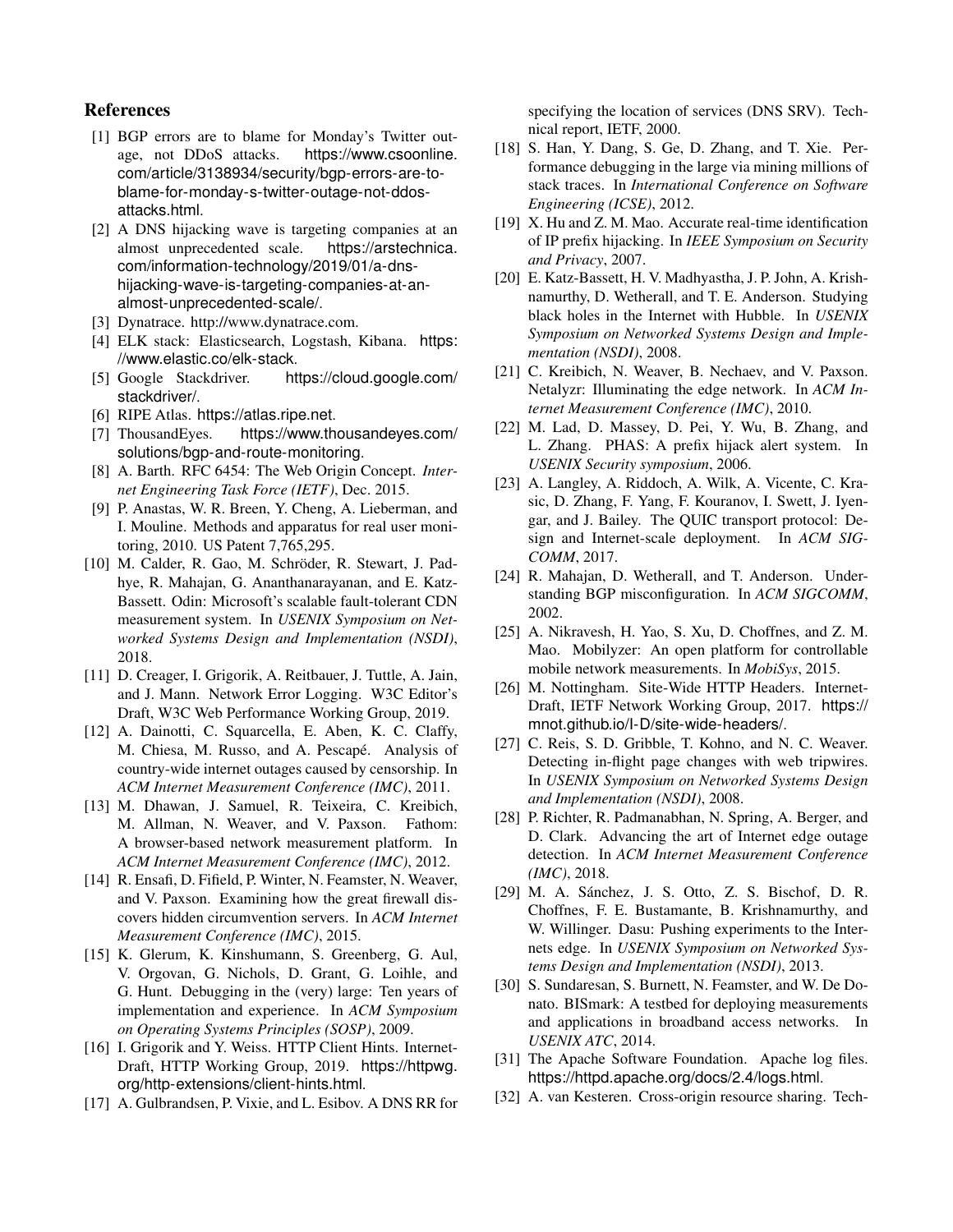## References

[1] BGP errors are to blame for Monday's Twitter outage, not DDoS attacks. https://www.csoonline.com/article/3138934/security/bgp-errors-are-to-blame-for-monday-s-twitter-outage-not-ddos-attacks.html.

[2] A DNS hijacking wave is targeting companies at an almost unprecedented scale. https://arstechnica.com/information-technology/2019/01/a-dns-hijacking-wave-is-targeting-companies-at-an-almost-unprecedented-scale/.

[3] Dynatrace. http://www.dynatrace.com.

[4] ELK stack: Elasticsearch, Logstash, Kibana. https://www.elastic.co/elk-stack.

[5] Google Stackdriver. https://cloud.google.com/stackdriver/.

[6] RIPE Atlas. https://atlas.ripe.net.

[7] ThousandEyes. https://www.thousandeyes.com/solutions/bgp-and-route-monitoring.

[8] A. Barth. RFC 6454: The Web Origin Concept. *Internet Engineering Task Force (IETF)*, Dec. 2015.

[9] P. Anastas, W. R. Breen, Y. Cheng, A. Lieberman, and I. Mouline. Methods and apparatus for real user monitoring, 2010. US Patent 7,765,295.

[10] M. Calder, R. Gao, M. Schröder, R. Stewart, J. Padhye, R. Mahajan, G. Ananthanarayanan, and E. Katz-Bassett. Odin: Microsoft's scalable fault-tolerant CDN measurement system. In *USENIX Symposium on Networked Systems Design and Implementation (NSDI)*, 2018.

[11] D. Creager, I. Grigorik, A. Reitbauer, J. Tuttle, A. Jain, and J. Mann. Network Error Logging. W3C Editor's Draft, W3C Web Performance Working Group, 2019.

[12] A. Dainotti, C. Squarcella, E. Aben, K. C. Claffy, M. Chiesa, M. Russo, and A. Pescapé. Analysis of country-wide internet outages caused by censorship. In *ACM Internet Measurement Conference (IMC)*, 2011.

[13] M. Dhawan, J. Samuel, R. Teixeira, C. Kreibich, M. Allman, N. Weaver, and V. Paxson. Fathom: A browser-based network measurement platform. In *ACM Internet Measurement Conference (IMC)*, 2012.

[14] R. Ensafi, D. Fifield, P. Winter, N. Feamster, N. Weaver, and V. Paxson. Examining how the great firewall discovers hidden circumvention servers. In *ACM Internet Measurement Conference (IMC)*, 2015.

[15] K. Glerum, K. Kinshumann, S. Greenberg, G. Aul, V. Orgovan, G. Nichols, D. Grant, G. Loihle, and G. Hunt. Debugging in the (very) large: Ten years of implementation and experience. In *ACM Symposium on Operating Systems Principles (SOSP)*, 2009.

[16] I. Grigorik and Y. Weiss. HTTP Client Hints. Internet-Draft, HTTP Working Group, 2019. https://httpwg.org/http-extensions/client-hints.html.

[17] A. Gulbrandsen, P. Vixie, and L. Esibov. A DNS RR for specifying the location of services (DNS SRV). Technical report, IETF, 2000.

[18] S. Han, Y. Dang, S. Ge, D. Zhang, and T. Xie. Performance debugging in the large via mining millions of stack traces. In *International Conference on Software Engineering (ICSE)*, 2012.

[19] X. Hu and Z. M. Mao. Accurate real-time identification of IP prefix hijacking. In *IEEE Symposium on Security and Privacy*, 2007.

[20] E. Katz-Bassett, H. V. Madhyastha, J. P. John, A. Krishnamurthy, D. Wetherall, and T. E. Anderson. Studying black holes in the Internet with Hubble. In *USENIX Symposium on Networked Systems Design and Implementation (NSDI)*, 2008.

[21] C. Kreibich, N. Weaver, B. Nechaev, and V. Paxson. Netalyzr: Illuminating the edge network. In *ACM Internet Measurement Conference (IMC)*, 2010.

[22] M. Lad, D. Massey, D. Pei, Y. Wu, B. Zhang, and L. Zhang. PHAS: A prefix hijack alert system. In *USENIX Security symposium*, 2006.

[23] A. Langley, A. Riddoch, A. Wilk, A. Vicente, C. Krasic, D. Zhang, F. Yang, F. Kouranov, I. Swett, J. Iyengar, and J. Bailey. The QUIC transport protocol: Design and Internet-scale deployment. In *ACM SIGCOMM*, 2017.

[24] R. Mahajan, D. Wetherall, and T. Anderson. Understanding BGP misconfiguration. In *ACM SIGCOMM*, 2002.

[25] A. Nikravesh, H. Yao, S. Xu, D. Choffnes, and Z. M. Mao. Mobilyzer: An open platform for controllable mobile network measurements. In *MobiSys*, 2015.

[26] M. Nottingham. Site-Wide HTTP Headers. Internet-Draft, IETF Network Working Group, 2017. https://mnot.github.io/I-D/site-wide-headers/.

[27] C. Reis, S. D. Gribble, T. Kohno, and N. C. Weaver. Detecting in-flight page changes with web tripwires. In *USENIX Symposium on Networked Systems Design and Implementation (NSDI)*, 2008.

[28] P. Richter, R. Padmanabhan, N. Spring, A. Berger, and D. Clark. Advancing the art of Internet edge outage detection. In *ACM Internet Measurement Conference (IMC)*, 2018.

[29] M. A. Sánchez, J. S. Otto, Z. S. Bischof, D. R. Choffnes, F. E. Bustamante, B. Krishnamurthy, and W. Willinger. Dasu: Pushing experiments to the Internets edge. In *USENIX Symposium on Networked Systems Design and Implementation (NSDI)*, 2013.

[30] S. Sundaresan, S. Burnett, N. Feamster, and W. De Donato. BISmark: A testbed for deploying measurements and applications in broadband access networks. In *USENIX ATC*, 2014.

[31] The Apache Software Foundation. Apache log files. https://httpd.apache.org/docs/2.4/logs.html.

[32] A. van Kesteren. Cross-origin resource sharing. Tech-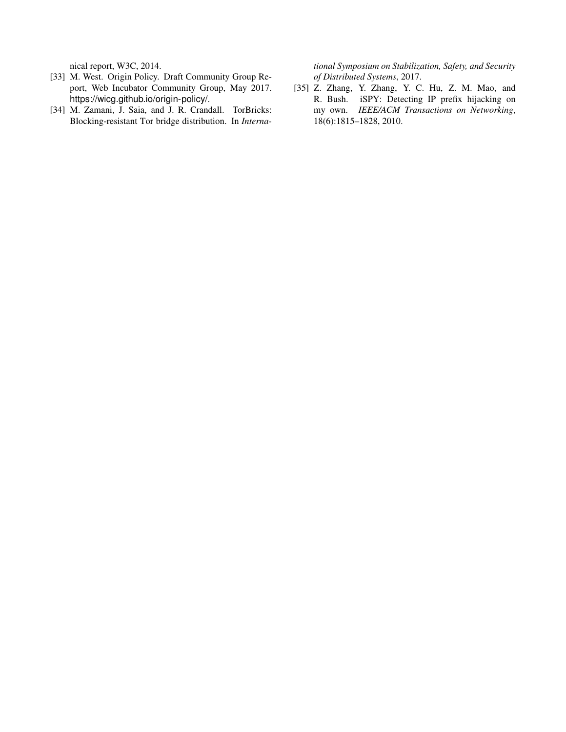nical report, W3C, 2014.

[33] M. West. Origin Policy. Draft Community Group Report, Web Incubator Community Group, May 2017. https://wicg.github.io/origin-policy/.

[34] M. Zamani, J. Saia, and J. R. Crandall. TorBricks: Blocking-resistant Tor bridge distribution. In *International Symposium on Stabilization, Safety, and Security of Distributed Systems*, 2017.

[35] Z. Zhang, Y. Zhang, Y. C. Hu, Z. M. Mao, and R. Bush. iSPY: Detecting IP prefix hijacking on my own. *IEEE/ACM Transactions on Networking*, 18(6):1815–1828, 2010.